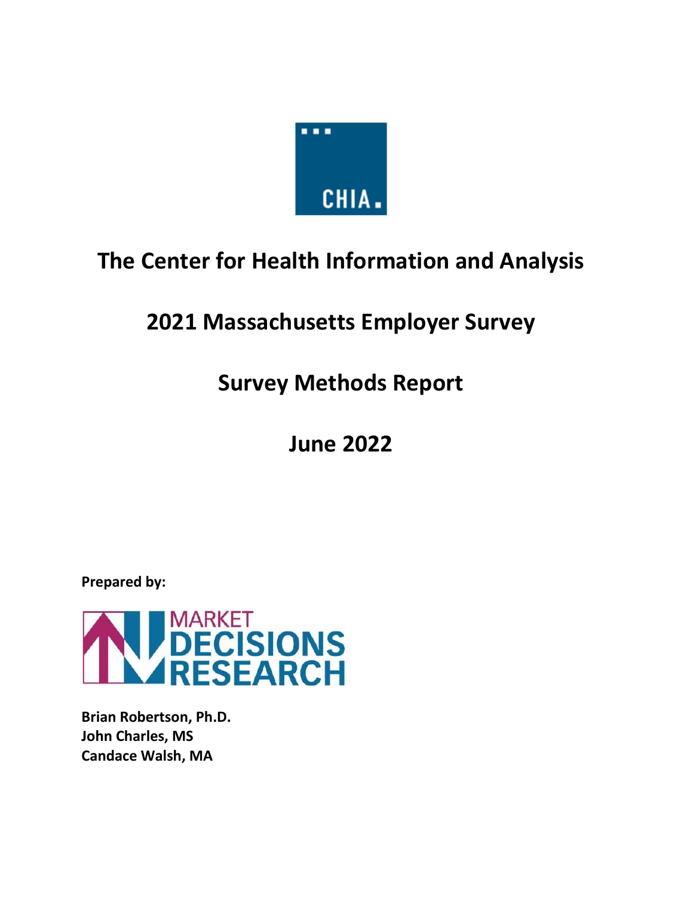CHIA.

# The Center for Health Information and Analysis

# 2021 Massachusetts Employer Survey

# Survey Methods Report

# June 2022

**Prepared by:**

MARKET DECISIONS RESEARCH

**Brian Robertson, Ph.D.**
**John Charles, MS**
**Candace Walsh, MA**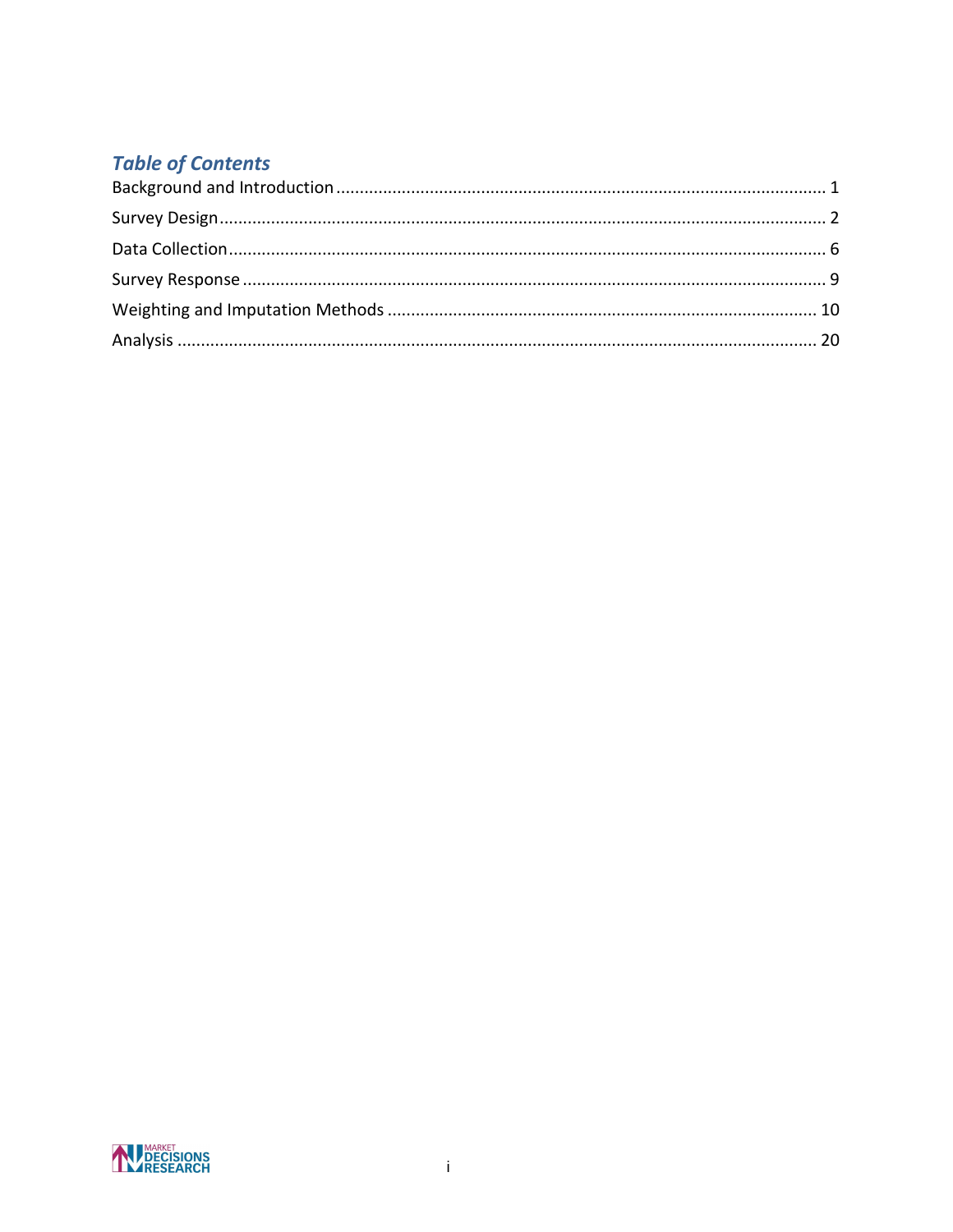## *Table of Contents*

Background and Introduction ........................................................................................................ 1

Survey Design ................................................................................................................................ 2

Data Collection ............................................................................................................................... 6

Survey Response ............................................................................................................................ 9

Weighting and Imputation Methods ........................................................................................... 10

Analysis ........................................................................................................................................ 20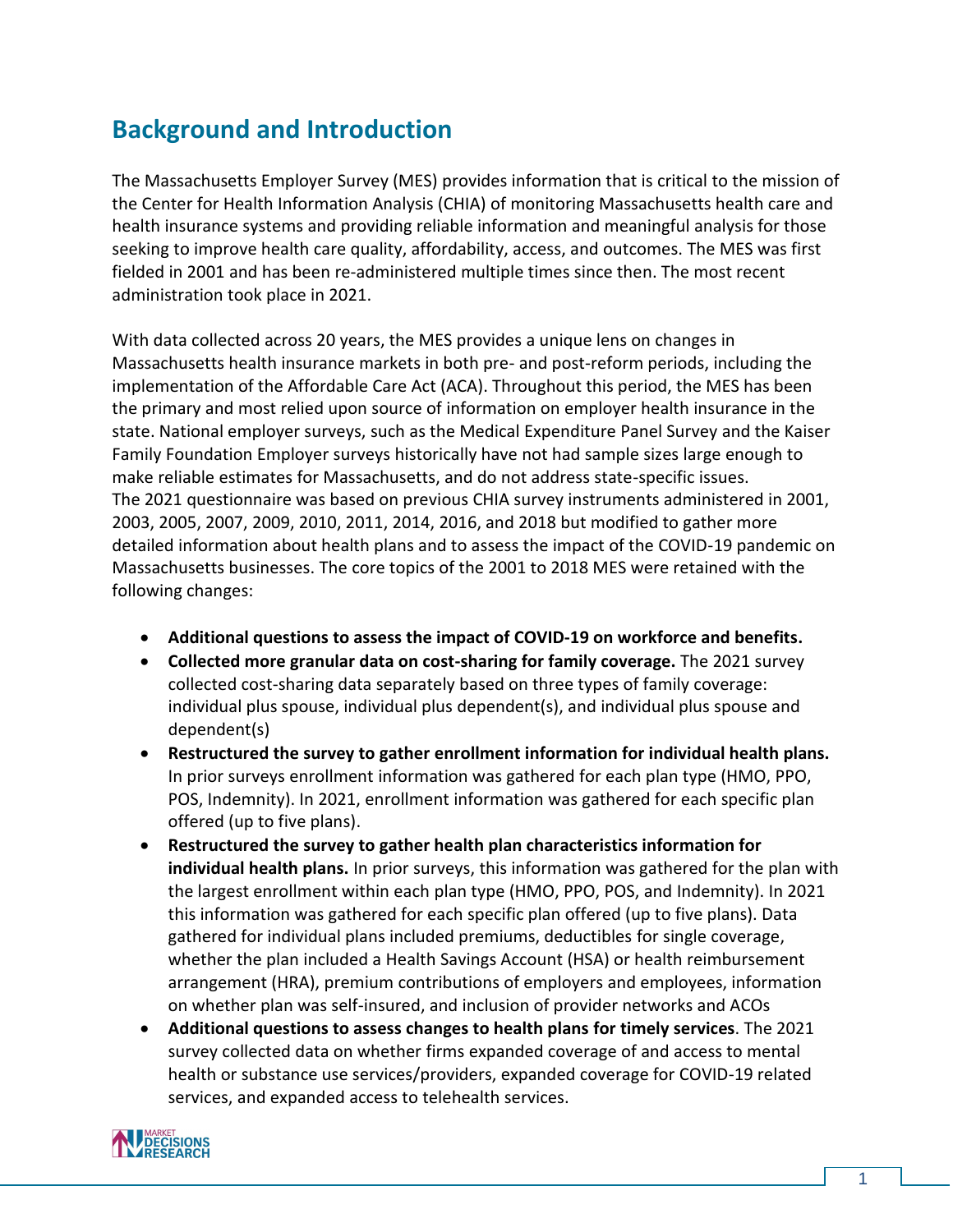## Background and Introduction

The Massachusetts Employer Survey (MES) provides information that is critical to the mission of the Center for Health Information Analysis (CHIA) of monitoring Massachusetts health care and health insurance systems and providing reliable information and meaningful analysis for those seeking to improve health care quality, affordability, access, and outcomes. The MES was first fielded in 2001 and has been re-administered multiple times since then. The most recent administration took place in 2021.

With data collected across 20 years, the MES provides a unique lens on changes in Massachusetts health insurance markets in both pre- and post-reform periods, including the implementation of the Affordable Care Act (ACA). Throughout this period, the MES has been the primary and most relied upon source of information on employer health insurance in the state. National employer surveys, such as the Medical Expenditure Panel Survey and the Kaiser Family Foundation Employer surveys historically have not had sample sizes large enough to make reliable estimates for Massachusetts, and do not address state-specific issues. The 2021 questionnaire was based on previous CHIA survey instruments administered in 2001, 2003, 2005, 2007, 2009, 2010, 2011, 2014, 2016, and 2018 but modified to gather more detailed information about health plans and to assess the impact of the COVID-19 pandemic on Massachusetts businesses. The core topics of the 2001 to 2018 MES were retained with the following changes:

- **Additional questions to assess the impact of COVID-19 on workforce and benefits.**
- **Collected more granular data on cost-sharing for family coverage.** The 2021 survey collected cost-sharing data separately based on three types of family coverage: individual plus spouse, individual plus dependent(s), and individual plus spouse and dependent(s)
- **Restructured the survey to gather enrollment information for individual health plans.** In prior surveys enrollment information was gathered for each plan type (HMO, PPO, POS, Indemnity). In 2021, enrollment information was gathered for each specific plan offered (up to five plans).
- **Restructured the survey to gather health plan characteristics information for individual health plans.** In prior surveys, this information was gathered for the plan with the largest enrollment within each plan type (HMO, PPO, POS, and Indemnity). In 2021 this information was gathered for each specific plan offered (up to five plans). Data gathered for individual plans included premiums, deductibles for single coverage, whether the plan included a Health Savings Account (HSA) or health reimbursement arrangement (HRA), premium contributions of employers and employees, information on whether plan was self-insured, and inclusion of provider networks and ACOs
- **Additional questions to assess changes to health plans for timely services**. The 2021 survey collected data on whether firms expanded coverage of and access to mental health or substance use services/providers, expanded coverage for COVID-19 related services, and expanded access to telehealth services.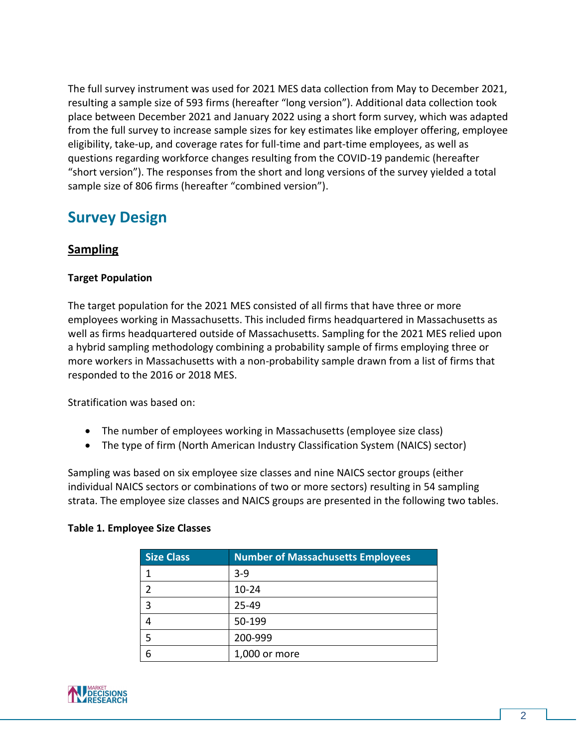The full survey instrument was used for 2021 MES data collection from May to December 2021, resulting a sample size of 593 firms (hereafter "long version"). Additional data collection took place between December 2021 and January 2022 using a short form survey, which was adapted from the full survey to increase sample sizes for key estimates like employer offering, employee eligibility, take-up, and coverage rates for full-time and part-time employees, as well as questions regarding workforce changes resulting from the COVID-19 pandemic (hereafter "short version"). The responses from the short and long versions of the survey yielded a total sample size of 806 firms (hereafter "combined version").

# Survey Design

## Sampling

**Target Population**

The target population for the 2021 MES consisted of all firms that have three or more employees working in Massachusetts. This included firms headquartered in Massachusetts as well as firms headquartered outside of Massachusetts. Sampling for the 2021 MES relied upon a hybrid sampling methodology combining a probability sample of firms employing three or more workers in Massachusetts with a non-probability sample drawn from a list of firms that responded to the 2016 or 2018 MES.

Stratification was based on:

- The number of employees working in Massachusetts (employee size class)
- The type of firm (North American Industry Classification System (NAICS) sector)

Sampling was based on six employee size classes and nine NAICS sector groups (either individual NAICS sectors or combinations of two or more sectors) resulting in 54 sampling strata. The employee size classes and NAICS groups are presented in the following two tables.

**Table 1. Employee Size Classes**

| Size Class | Number of Massachusetts Employees |
|---|---|
| 1 | 3-9 |
| 2 | 10-24 |
| 3 | 25-49 |
| 4 | 50-199 |
| 5 | 200-999 |
| 6 | 1,000 or more |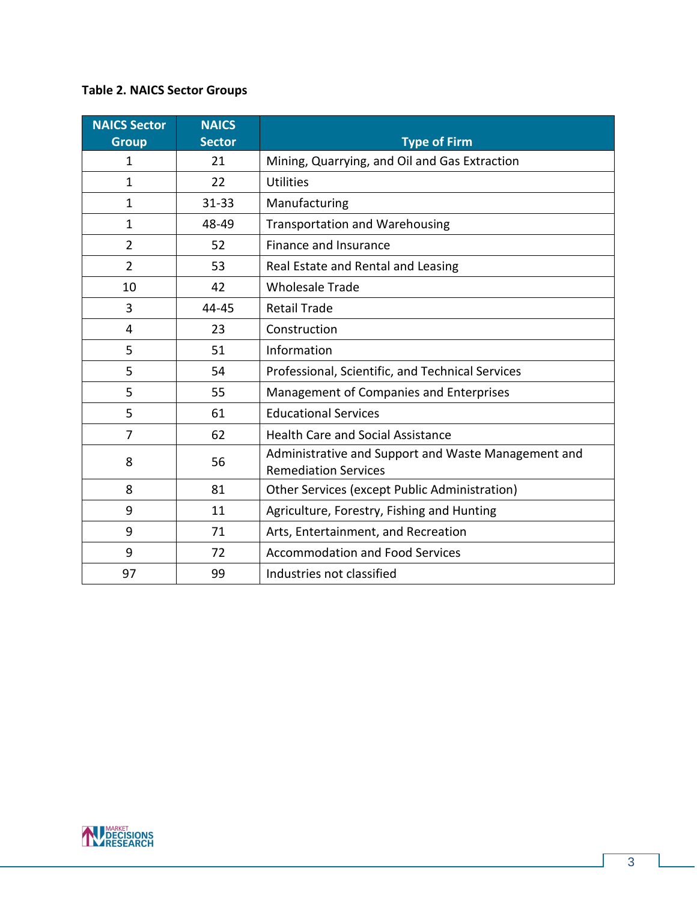**Table 2. NAICS Sector Groups**

| NAICS Sector Group | NAICS Sector | Type of Firm |
|---|---|---|
| 1 | 21 | Mining, Quarrying, and Oil and Gas Extraction |
| 1 | 22 | Utilities |
| 1 | 31-33 | Manufacturing |
| 1 | 48-49 | Transportation and Warehousing |
| 2 | 52 | Finance and Insurance |
| 2 | 53 | Real Estate and Rental and Leasing |
| 10 | 42 | Wholesale Trade |
| 3 | 44-45 | Retail Trade |
| 4 | 23 | Construction |
| 5 | 51 | Information |
| 5 | 54 | Professional, Scientific, and Technical Services |
| 5 | 55 | Management of Companies and Enterprises |
| 5 | 61 | Educational Services |
| 7 | 62 | Health Care and Social Assistance |
| 8 | 56 | Administrative and Support and Waste Management and Remediation Services |
| 8 | 81 | Other Services (except Public Administration) |
| 9 | 11 | Agriculture, Forestry, Fishing and Hunting |
| 9 | 71 | Arts, Entertainment, and Recreation |
| 9 | 72 | Accommodation and Food Services |
| 97 | 99 | Industries not classified |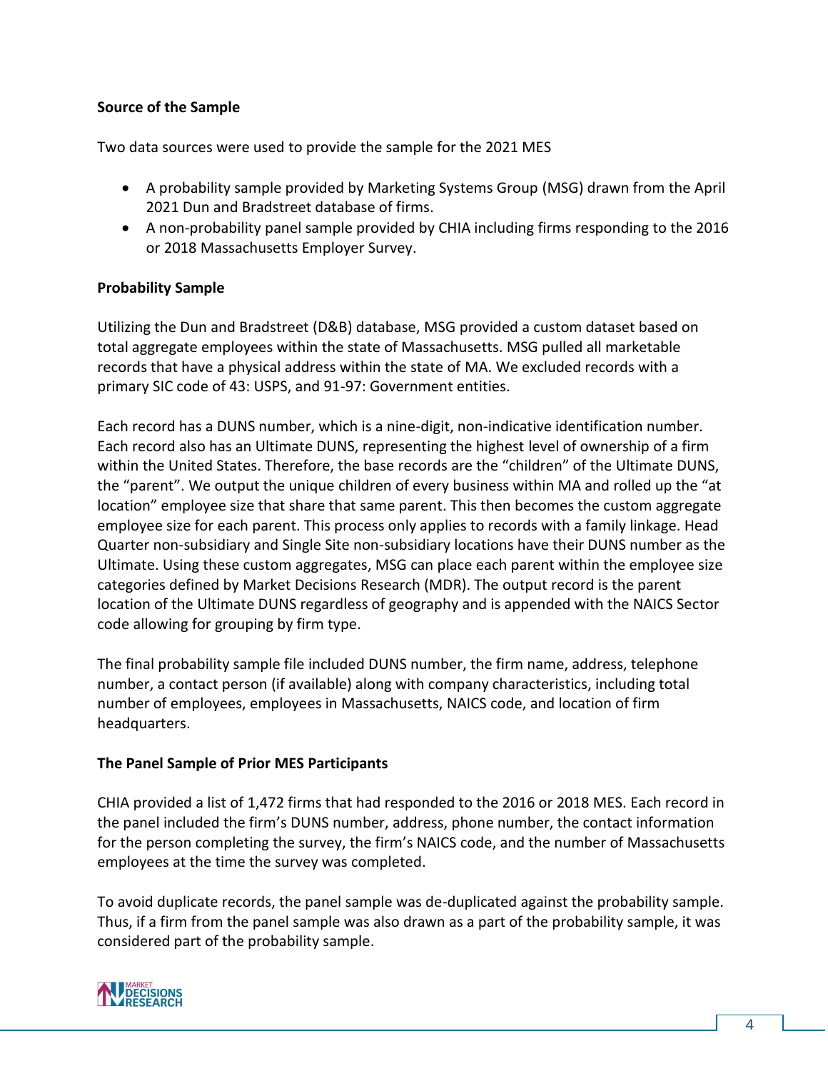**Source of the Sample**

Two data sources were used to provide the sample for the 2021 MES

- A probability sample provided by Marketing Systems Group (MSG) drawn from the April 2021 Dun and Bradstreet database of firms.
- A non-probability panel sample provided by CHIA including firms responding to the 2016 or 2018 Massachusetts Employer Survey.

**Probability Sample**

Utilizing the Dun and Bradstreet (D&B) database, MSG provided a custom dataset based on total aggregate employees within the state of Massachusetts. MSG pulled all marketable records that have a physical address within the state of MA. We excluded records with a primary SIC code of 43: USPS, and 91-97: Government entities.

Each record has a DUNS number, which is a nine-digit, non-indicative identification number. Each record also has an Ultimate DUNS, representing the highest level of ownership of a firm within the United States. Therefore, the base records are the "children" of the Ultimate DUNS, the "parent". We output the unique children of every business within MA and rolled up the "at location" employee size that share that same parent. This then becomes the custom aggregate employee size for each parent. This process only applies to records with a family linkage. Head Quarter non-subsidiary and Single Site non-subsidiary locations have their DUNS number as the Ultimate. Using these custom aggregates, MSG can place each parent within the employee size categories defined by Market Decisions Research (MDR). The output record is the parent location of the Ultimate DUNS regardless of geography and is appended with the NAICS Sector code allowing for grouping by firm type.

The final probability sample file included DUNS number, the firm name, address, telephone number, a contact person (if available) along with company characteristics, including total number of employees, employees in Massachusetts, NAICS code, and location of firm headquarters.

**The Panel Sample of Prior MES Participants**

CHIA provided a list of 1,472 firms that had responded to the 2016 or 2018 MES. Each record in the panel included the firm's DUNS number, address, phone number, the contact information for the person completing the survey, the firm's NAICS code, and the number of Massachusetts employees at the time the survey was completed.

To avoid duplicate records, the panel sample was de-duplicated against the probability sample. Thus, if a firm from the panel sample was also drawn as a part of the probability sample, it was considered part of the probability sample.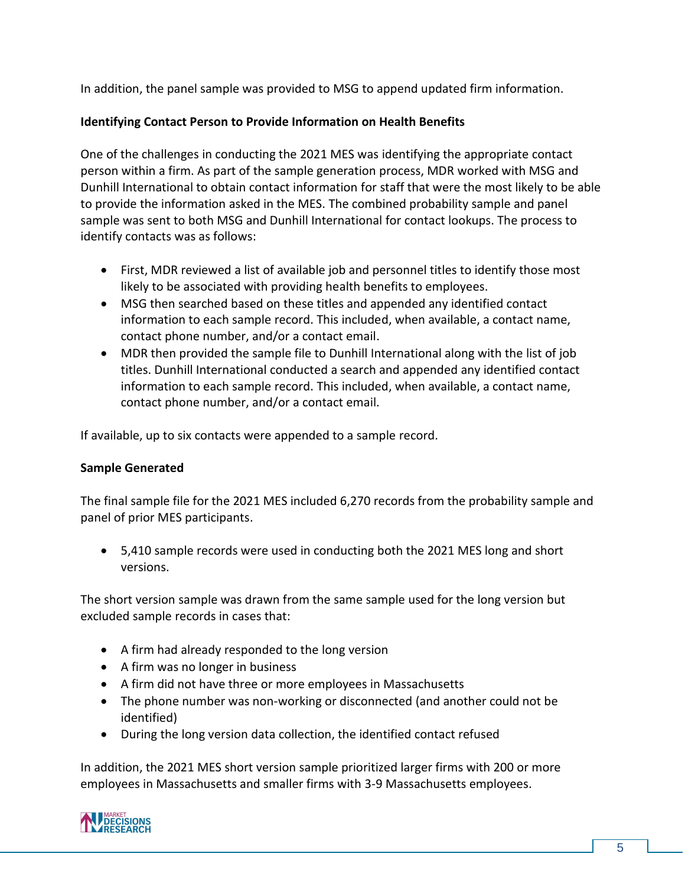In addition, the panel sample was provided to MSG to append updated firm information.

**Identifying Contact Person to Provide Information on Health Benefits**

One of the challenges in conducting the 2021 MES was identifying the appropriate contact person within a firm. As part of the sample generation process, MDR worked with MSG and Dunhill International to obtain contact information for staff that were the most likely to be able to provide the information asked in the MES. The combined probability sample and panel sample was sent to both MSG and Dunhill International for contact lookups. The process to identify contacts was as follows:

- First, MDR reviewed a list of available job and personnel titles to identify those most likely to be associated with providing health benefits to employees.
- MSG then searched based on these titles and appended any identified contact information to each sample record. This included, when available, a contact name, contact phone number, and/or a contact email.
- MDR then provided the sample file to Dunhill International along with the list of job titles. Dunhill International conducted a search and appended any identified contact information to each sample record. This included, when available, a contact name, contact phone number, and/or a contact email.

If available, up to six contacts were appended to a sample record.

**Sample Generated**

The final sample file for the 2021 MES included 6,270 records from the probability sample and panel of prior MES participants.

- 5,410 sample records were used in conducting both the 2021 MES long and short versions.

The short version sample was drawn from the same sample used for the long version but excluded sample records in cases that:

- A firm had already responded to the long version
- A firm was no longer in business
- A firm did not have three or more employees in Massachusetts
- The phone number was non-working or disconnected (and another could not be identified)
- During the long version data collection, the identified contact refused

In addition, the 2021 MES short version sample prioritized larger firms with 200 or more employees in Massachusetts and smaller firms with 3-9 Massachusetts employees.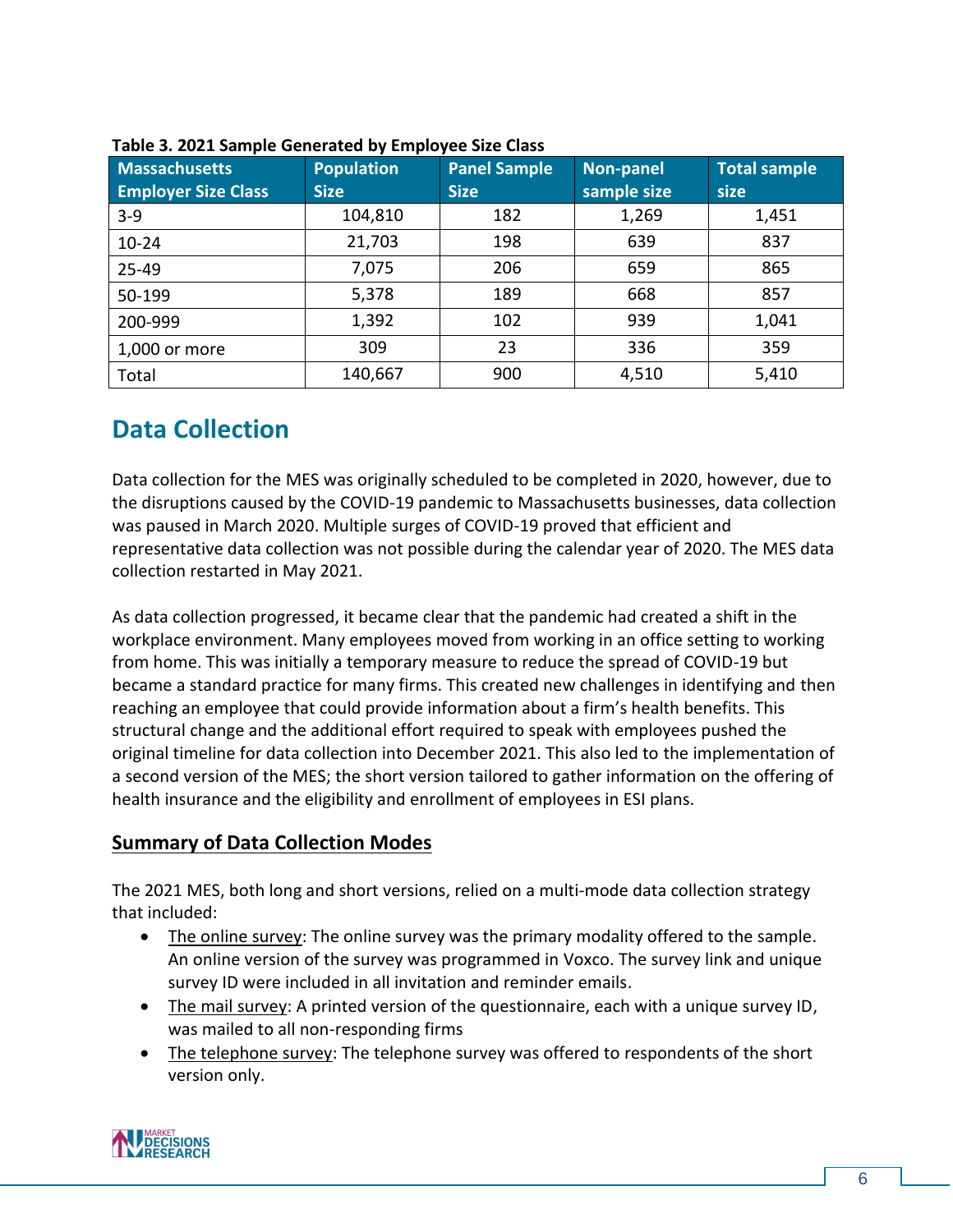**Table 3. 2021 Sample Generated by Employee Size Class**

| Massachusetts Employer Size Class | Population Size | Panel Sample Size | Non-panel sample size | Total sample size |
|---|---|---|---|---|
| 3-9 | 104,810 | 182 | 1,269 | 1,451 |
| 10-24 | 21,703 | 198 | 639 | 837 |
| 25-49 | 7,075 | 206 | 659 | 865 |
| 50-199 | 5,378 | 189 | 668 | 857 |
| 200-999 | 1,392 | 102 | 939 | 1,041 |
| 1,000 or more | 309 | 23 | 336 | 359 |
| Total | 140,667 | 900 | 4,510 | 5,410 |

## Data Collection

Data collection for the MES was originally scheduled to be completed in 2020, however, due to the disruptions caused by the COVID-19 pandemic to Massachusetts businesses, data collection was paused in March 2020. Multiple surges of COVID-19 proved that efficient and representative data collection was not possible during the calendar year of 2020. The MES data collection restarted in May 2021.

As data collection progressed, it became clear that the pandemic had created a shift in the workplace environment. Many employees moved from working in an office setting to working from home. This was initially a temporary measure to reduce the spread of COVID-19 but became a standard practice for many firms. This created new challenges in identifying and then reaching an employee that could provide information about a firm's health benefits. This structural change and the additional effort required to speak with employees pushed the original timeline for data collection into December 2021. This also led to the implementation of a second version of the MES; the short version tailored to gather information on the offering of health insurance and the eligibility and enrollment of employees in ESI plans.

### Summary of Data Collection Modes

The 2021 MES, both long and short versions, relied on a multi-mode data collection strategy that included:

- The online survey: The online survey was the primary modality offered to the sample. An online version of the survey was programmed in Voxco. The survey link and unique survey ID were included in all invitation and reminder emails.
- The mail survey: A printed version of the questionnaire, each with a unique survey ID, was mailed to all non-responding firms
- The telephone survey: The telephone survey was offered to respondents of the short version only.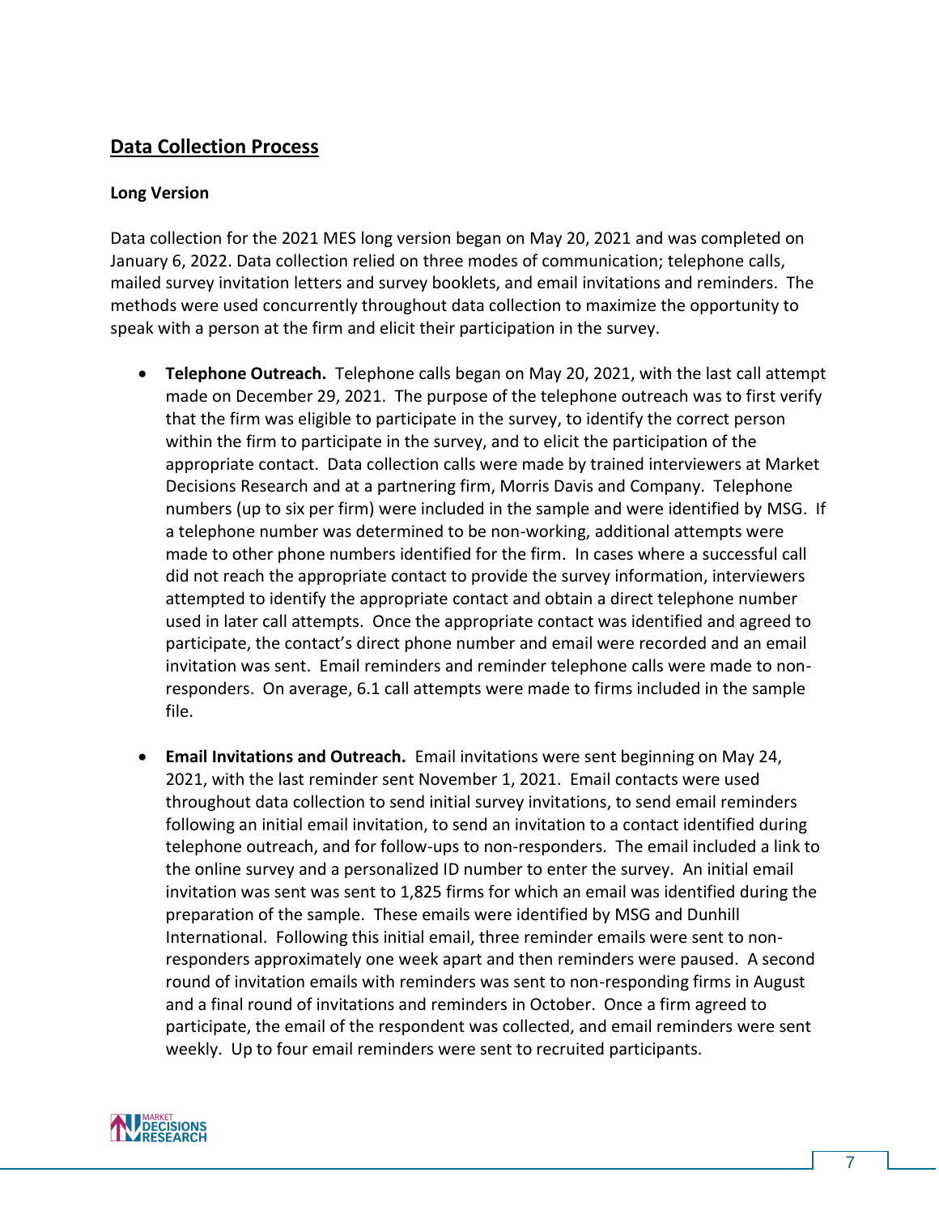## Data Collection Process

### Long Version

Data collection for the 2021 MES long version began on May 20, 2021 and was completed on January 6, 2022. Data collection relied on three modes of communication; telephone calls, mailed survey invitation letters and survey booklets, and email invitations and reminders. The methods were used concurrently throughout data collection to maximize the opportunity to speak with a person at the firm and elicit their participation in the survey.

- **Telephone Outreach.** Telephone calls began on May 20, 2021, with the last call attempt made on December 29, 2021. The purpose of the telephone outreach was to first verify that the firm was eligible to participate in the survey, to identify the correct person within the firm to participate in the survey, and to elicit the participation of the appropriate contact. Data collection calls were made by trained interviewers at Market Decisions Research and at a partnering firm, Morris Davis and Company. Telephone numbers (up to six per firm) were included in the sample and were identified by MSG. If a telephone number was determined to be non-working, additional attempts were made to other phone numbers identified for the firm. In cases where a successful call did not reach the appropriate contact to provide the survey information, interviewers attempted to identify the appropriate contact and obtain a direct telephone number used in later call attempts. Once the appropriate contact was identified and agreed to participate, the contact's direct phone number and email were recorded and an email invitation was sent. Email reminders and reminder telephone calls were made to non-responders. On average, 6.1 call attempts were made to firms included in the sample file.

- **Email Invitations and Outreach.** Email invitations were sent beginning on May 24, 2021, with the last reminder sent November 1, 2021. Email contacts were used throughout data collection to send initial survey invitations, to send email reminders following an initial email invitation, to send an invitation to a contact identified during telephone outreach, and for follow-ups to non-responders. The email included a link to the online survey and a personalized ID number to enter the survey. An initial email invitation was sent was sent to 1,825 firms for which an email was identified during the preparation of the sample. These emails were identified by MSG and Dunhill International. Following this initial email, three reminder emails were sent to non-responders approximately one week apart and then reminders were paused. A second round of invitation emails with reminders was sent to non-responding firms in August and a final round of invitations and reminders in October. Once a firm agreed to participate, the email of the respondent was collected, and email reminders were sent weekly. Up to four email reminders were sent to recruited participants.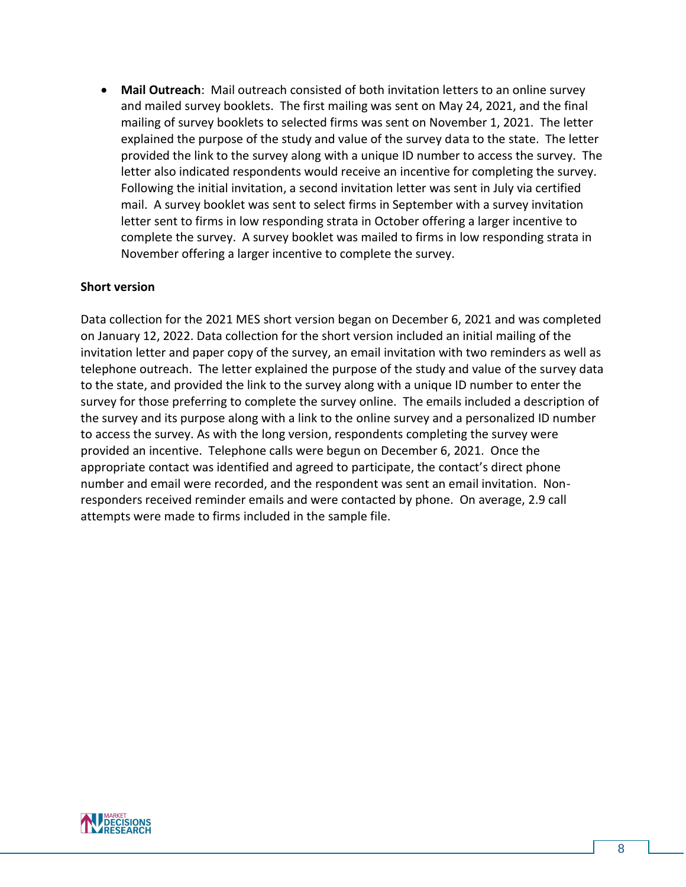- **Mail Outreach**: Mail outreach consisted of both invitation letters to an online survey and mailed survey booklets. The first mailing was sent on May 24, 2021, and the final mailing of survey booklets to selected firms was sent on November 1, 2021. The letter explained the purpose of the study and value of the survey data to the state. The letter provided the link to the survey along with a unique ID number to access the survey. The letter also indicated respondents would receive an incentive for completing the survey. Following the initial invitation, a second invitation letter was sent in July via certified mail. A survey booklet was sent to select firms in September with a survey invitation letter sent to firms in low responding strata in October offering a larger incentive to complete the survey. A survey booklet was mailed to firms in low responding strata in November offering a larger incentive to complete the survey.

**Short version**

Data collection for the 2021 MES short version began on December 6, 2021 and was completed on January 12, 2022. Data collection for the short version included an initial mailing of the invitation letter and paper copy of the survey, an email invitation with two reminders as well as telephone outreach. The letter explained the purpose of the study and value of the survey data to the state, and provided the link to the survey along with a unique ID number to enter the survey for those preferring to complete the survey online. The emails included a description of the survey and its purpose along with a link to the online survey and a personalized ID number to access the survey. As with the long version, respondents completing the survey were provided an incentive. Telephone calls were begun on December 6, 2021. Once the appropriate contact was identified and agreed to participate, the contact's direct phone number and email were recorded, and the respondent was sent an email invitation. Non-responders received reminder emails and were contacted by phone. On average, 2.9 call attempts were made to firms included in the sample file.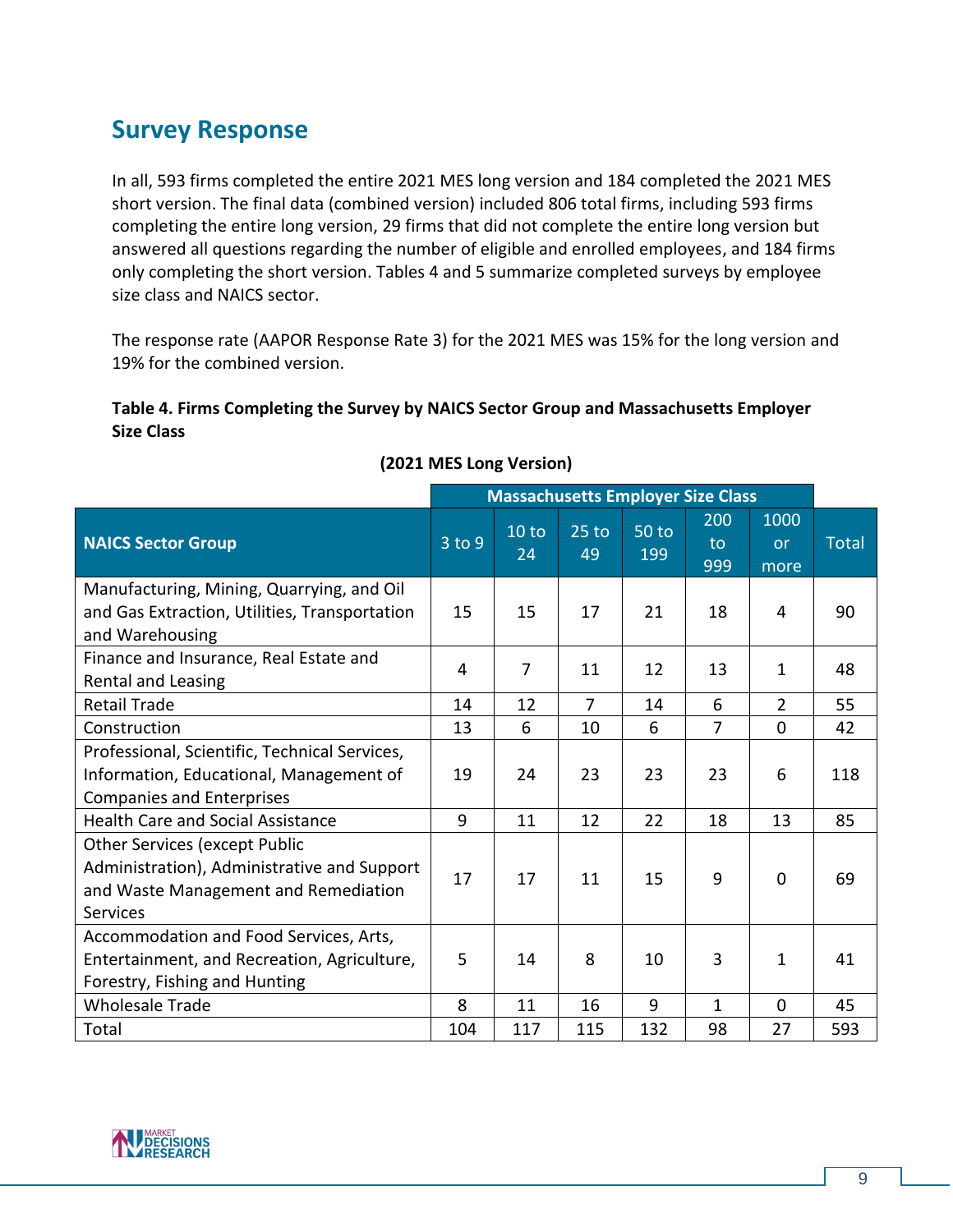## Survey Response

In all, 593 firms completed the entire 2021 MES long version and 184 completed the 2021 MES short version. The final data (combined version) included 806 total firms, including 593 firms completing the entire long version, 29 firms that did not complete the entire long version but answered all questions regarding the number of eligible and enrolled employees, and 184 firms only completing the short version. Tables 4 and 5 summarize completed surveys by employee size class and NAICS sector.

The response rate (AAPOR Response Rate 3) for the 2021 MES was 15% for the long version and 19% for the combined version.

**Table 4. Firms Completing the Survey by NAICS Sector Group and Massachusetts Employer Size Class**

**(2021 MES Long Version)**

| | Massachusetts Employer Size Class | | | | | | |
|---|---|---|---|---|---|---|---|
| **NAICS Sector Group** | 3 to 9 | 10 to 24 | 25 to 49 | 50 to 199 | 200 to 999 | 1000 or more | Total |
| Manufacturing, Mining, Quarrying, and Oil and Gas Extraction, Utilities, Transportation and Warehousing | 15 | 15 | 17 | 21 | 18 | 4 | 90 |
| Finance and Insurance, Real Estate and Rental and Leasing | 4 | 7 | 11 | 12 | 13 | 1 | 48 |
| Retail Trade | 14 | 12 | 7 | 14 | 6 | 2 | 55 |
| Construction | 13 | 6 | 10 | 6 | 7 | 0 | 42 |
| Professional, Scientific, Technical Services, Information, Educational, Management of Companies and Enterprises | 19 | 24 | 23 | 23 | 23 | 6 | 118 |
| Health Care and Social Assistance | 9 | 11 | 12 | 22 | 18 | 13 | 85 |
| Other Services (except Public Administration), Administrative and Support and Waste Management and Remediation Services | 17 | 17 | 11 | 15 | 9 | 0 | 69 |
| Accommodation and Food Services, Arts, Entertainment, and Recreation, Agriculture, Forestry, Fishing and Hunting | 5 | 14 | 8 | 10 | 3 | 1 | 41 |
| Wholesale Trade | 8 | 11 | 16 | 9 | 1 | 0 | 45 |
| Total | 104 | 117 | 115 | 132 | 98 | 27 | 593 |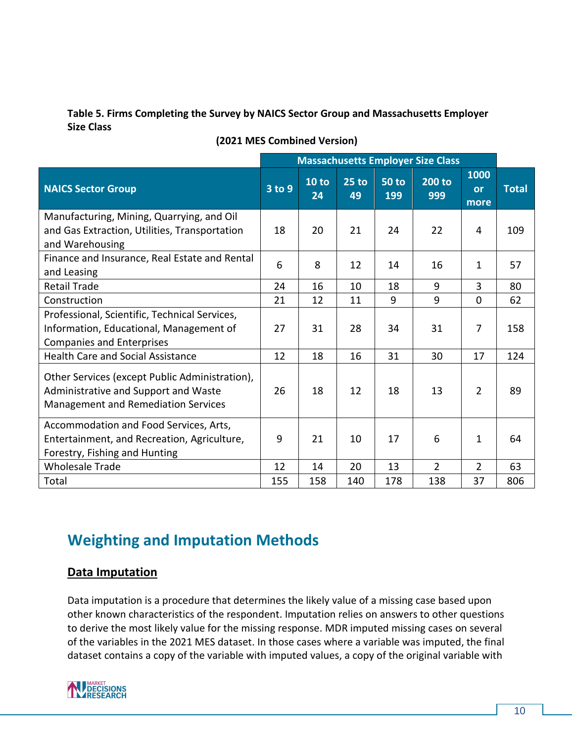**Table 5. Firms Completing the Survey by NAICS Sector Group and Massachusetts Employer Size Class**

**(2021 MES Combined Version)**

| | Massachusetts Employer Size Class | | | | | | |
|---|---|---|---|---|---|---|---|
| **NAICS Sector Group** | **3 to 9** | **10 to 24** | **25 to 49** | **50 to 199** | **200 to 999** | **1000 or more** | **Total** |
| Manufacturing, Mining, Quarrying, and Oil and Gas Extraction, Utilities, Transportation and Warehousing | 18 | 20 | 21 | 24 | 22 | 4 | 109 |
| Finance and Insurance, Real Estate and Rental and Leasing | 6 | 8 | 12 | 14 | 16 | 1 | 57 |
| Retail Trade | 24 | 16 | 10 | 18 | 9 | 3 | 80 |
| Construction | 21 | 12 | 11 | 9 | 9 | 0 | 62 |
| Professional, Scientific, Technical Services, Information, Educational, Management of Companies and Enterprises | 27 | 31 | 28 | 34 | 31 | 7 | 158 |
| Health Care and Social Assistance | 12 | 18 | 16 | 31 | 30 | 17 | 124 |
| Other Services (except Public Administration), Administrative and Support and Waste Management and Remediation Services | 26 | 18 | 12 | 18 | 13 | 2 | 89 |
| Accommodation and Food Services, Arts, Entertainment, and Recreation, Agriculture, Forestry, Fishing and Hunting | 9 | 21 | 10 | 17 | 6 | 1 | 64 |
| Wholesale Trade | 12 | 14 | 20 | 13 | 2 | 2 | 63 |
| Total | 155 | 158 | 140 | 178 | 138 | 37 | 806 |

## Weighting and Imputation Methods

### Data Imputation

Data imputation is a procedure that determines the likely value of a missing case based upon other known characteristics of the respondent. Imputation relies on answers to other questions to derive the most likely value for the missing response. MDR imputed missing cases on several of the variables in the 2021 MES dataset. In those cases where a variable was imputed, the final dataset contains a copy of the variable with imputed values, a copy of the original variable with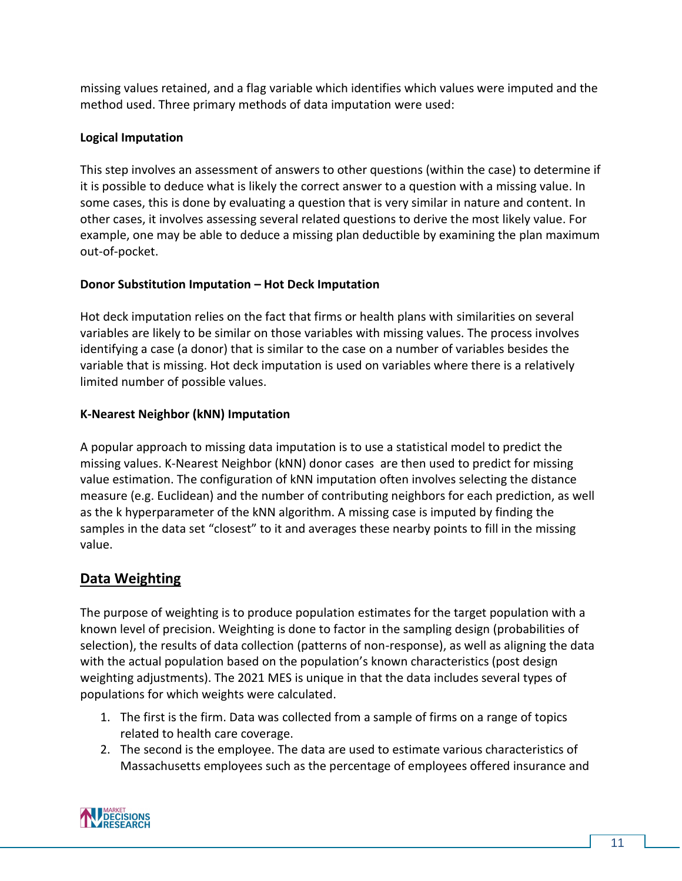missing values retained, and a flag variable which identifies which values were imputed and the method used. Three primary methods of data imputation were used:

**Logical Imputation**

This step involves an assessment of answers to other questions (within the case) to determine if it is possible to deduce what is likely the correct answer to a question with a missing value. In some cases, this is done by evaluating a question that is very similar in nature and content. In other cases, it involves assessing several related questions to derive the most likely value. For example, one may be able to deduce a missing plan deductible by examining the plan maximum out-of-pocket.

**Donor Substitution Imputation – Hot Deck Imputation**

Hot deck imputation relies on the fact that firms or health plans with similarities on several variables are likely to be similar on those variables with missing values. The process involves identifying a case (a donor) that is similar to the case on a number of variables besides the variable that is missing. Hot deck imputation is used on variables where there is a relatively limited number of possible values.

**K-Nearest Neighbor (kNN) Imputation**

A popular approach to missing data imputation is to use a statistical model to predict the missing values. K-Nearest Neighbor (kNN) donor cases are then used to predict for missing value estimation. The configuration of kNN imputation often involves selecting the distance measure (e.g. Euclidean) and the number of contributing neighbors for each prediction, as well as the k hyperparameter of the kNN algorithm. A missing case is imputed by finding the samples in the data set "closest" to it and averages these nearby points to fill in the missing value.

## Data Weighting

The purpose of weighting is to produce population estimates for the target population with a known level of precision. Weighting is done to factor in the sampling design (probabilities of selection), the results of data collection (patterns of non-response), as well as aligning the data with the actual population based on the population's known characteristics (post design weighting adjustments). The 2021 MES is unique in that the data includes several types of populations for which weights were calculated.

1. The first is the firm. Data was collected from a sample of firms on a range of topics related to health care coverage.
2. The second is the employee. The data are used to estimate various characteristics of Massachusetts employees such as the percentage of employees offered insurance and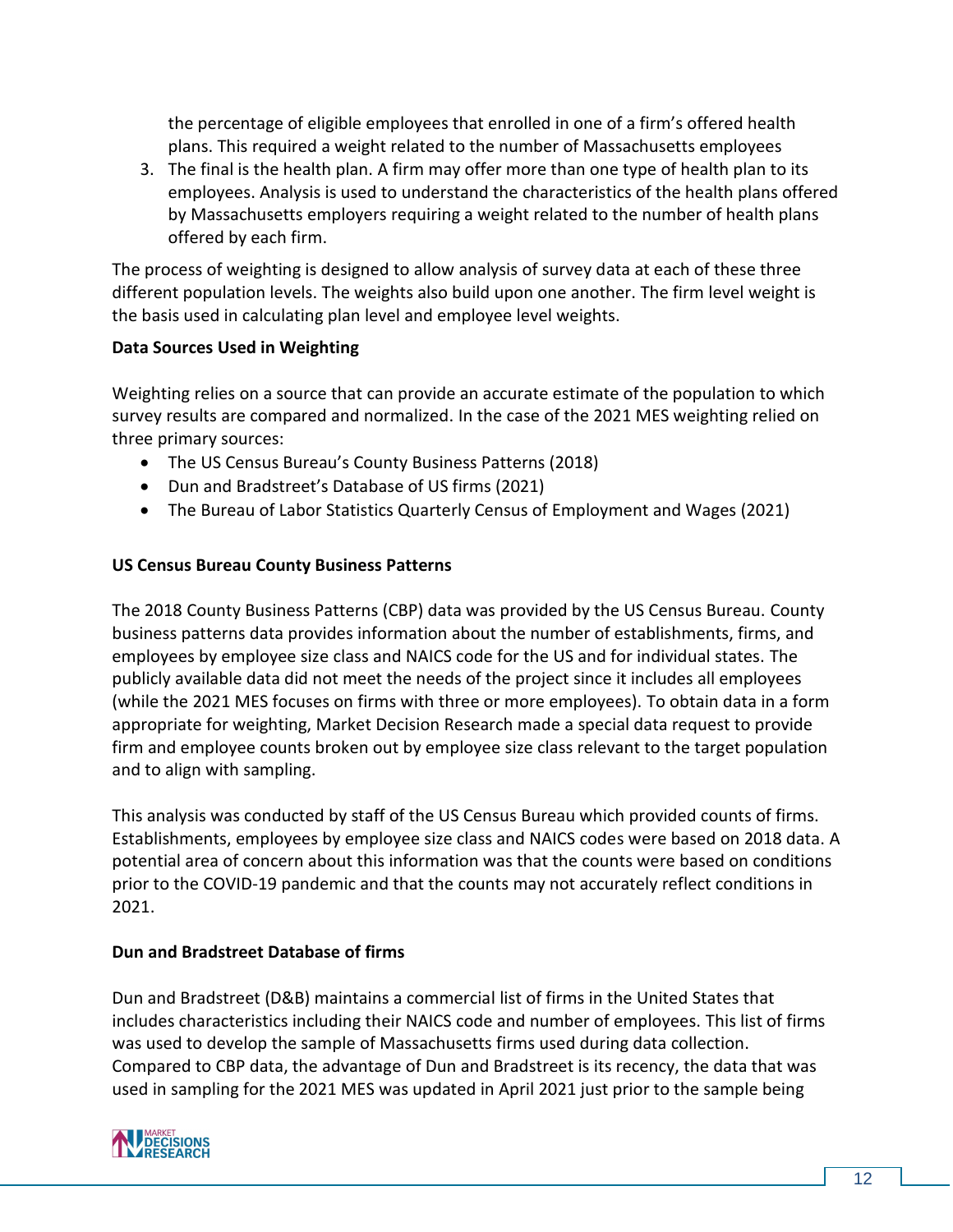the percentage of eligible employees that enrolled in one of a firm's offered health plans. This required a weight related to the number of Massachusetts employees

3. The final is the health plan. A firm may offer more than one type of health plan to its employees. Analysis is used to understand the characteristics of the health plans offered by Massachusetts employers requiring a weight related to the number of health plans offered by each firm.

The process of weighting is designed to allow analysis of survey data at each of these three different population levels. The weights also build upon one another. The firm level weight is the basis used in calculating plan level and employee level weights.

**Data Sources Used in Weighting**

Weighting relies on a source that can provide an accurate estimate of the population to which survey results are compared and normalized. In the case of the 2021 MES weighting relied on three primary sources:

- The US Census Bureau's County Business Patterns (2018)
- Dun and Bradstreet's Database of US firms (2021)
- The Bureau of Labor Statistics Quarterly Census of Employment and Wages (2021)

**US Census Bureau County Business Patterns**

The 2018 County Business Patterns (CBP) data was provided by the US Census Bureau. County business patterns data provides information about the number of establishments, firms, and employees by employee size class and NAICS code for the US and for individual states. The publicly available data did not meet the needs of the project since it includes all employees (while the 2021 MES focuses on firms with three or more employees). To obtain data in a form appropriate for weighting, Market Decision Research made a special data request to provide firm and employee counts broken out by employee size class relevant to the target population and to align with sampling.

This analysis was conducted by staff of the US Census Bureau which provided counts of firms. Establishments, employees by employee size class and NAICS codes were based on 2018 data. A potential area of concern about this information was that the counts were based on conditions prior to the COVID-19 pandemic and that the counts may not accurately reflect conditions in 2021.

**Dun and Bradstreet Database of firms**

Dun and Bradstreet (D&B) maintains a commercial list of firms in the United States that includes characteristics including their NAICS code and number of employees. This list of firms was used to develop the sample of Massachusetts firms used during data collection. Compared to CBP data, the advantage of Dun and Bradstreet is its recency, the data that was used in sampling for the 2021 MES was updated in April 2021 just prior to the sample being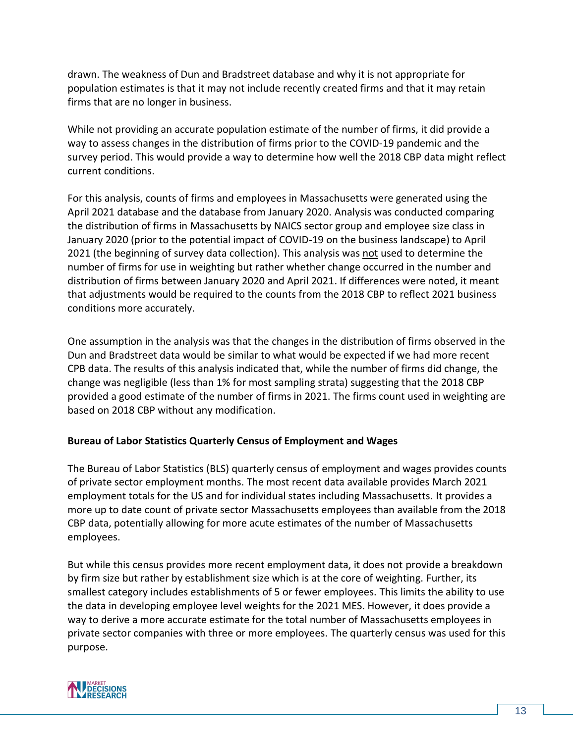drawn. The weakness of Dun and Bradstreet database and why it is not appropriate for population estimates is that it may not include recently created firms and that it may retain firms that are no longer in business.

While not providing an accurate population estimate of the number of firms, it did provide a way to assess changes in the distribution of firms prior to the COVID-19 pandemic and the survey period. This would provide a way to determine how well the 2018 CBP data might reflect current conditions.

For this analysis, counts of firms and employees in Massachusetts were generated using the April 2021 database and the database from January 2020. Analysis was conducted comparing the distribution of firms in Massachusetts by NAICS sector group and employee size class in January 2020 (prior to the potential impact of COVID-19 on the business landscape) to April 2021 (the beginning of survey data collection). This analysis was not used to determine the number of firms for use in weighting but rather whether change occurred in the number and distribution of firms between January 2020 and April 2021. If differences were noted, it meant that adjustments would be required to the counts from the 2018 CBP to reflect 2021 business conditions more accurately.

One assumption in the analysis was that the changes in the distribution of firms observed in the Dun and Bradstreet data would be similar to what would be expected if we had more recent CPB data. The results of this analysis indicated that, while the number of firms did change, the change was negligible (less than 1% for most sampling strata) suggesting that the 2018 CBP provided a good estimate of the number of firms in 2021. The firms count used in weighting are based on 2018 CBP without any modification.

**Bureau of Labor Statistics Quarterly Census of Employment and Wages**

The Bureau of Labor Statistics (BLS) quarterly census of employment and wages provides counts of private sector employment months. The most recent data available provides March 2021 employment totals for the US and for individual states including Massachusetts. It provides a more up to date count of private sector Massachusetts employees than available from the 2018 CBP data, potentially allowing for more acute estimates of the number of Massachusetts employees.

But while this census provides more recent employment data, it does not provide a breakdown by firm size but rather by establishment size which is at the core of weighting. Further, its smallest category includes establishments of 5 or fewer employees. This limits the ability to use the data in developing employee level weights for the 2021 MES. However, it does provide a way to derive a more accurate estimate for the total number of Massachusetts employees in private sector companies with three or more employees. The quarterly census was used for this purpose.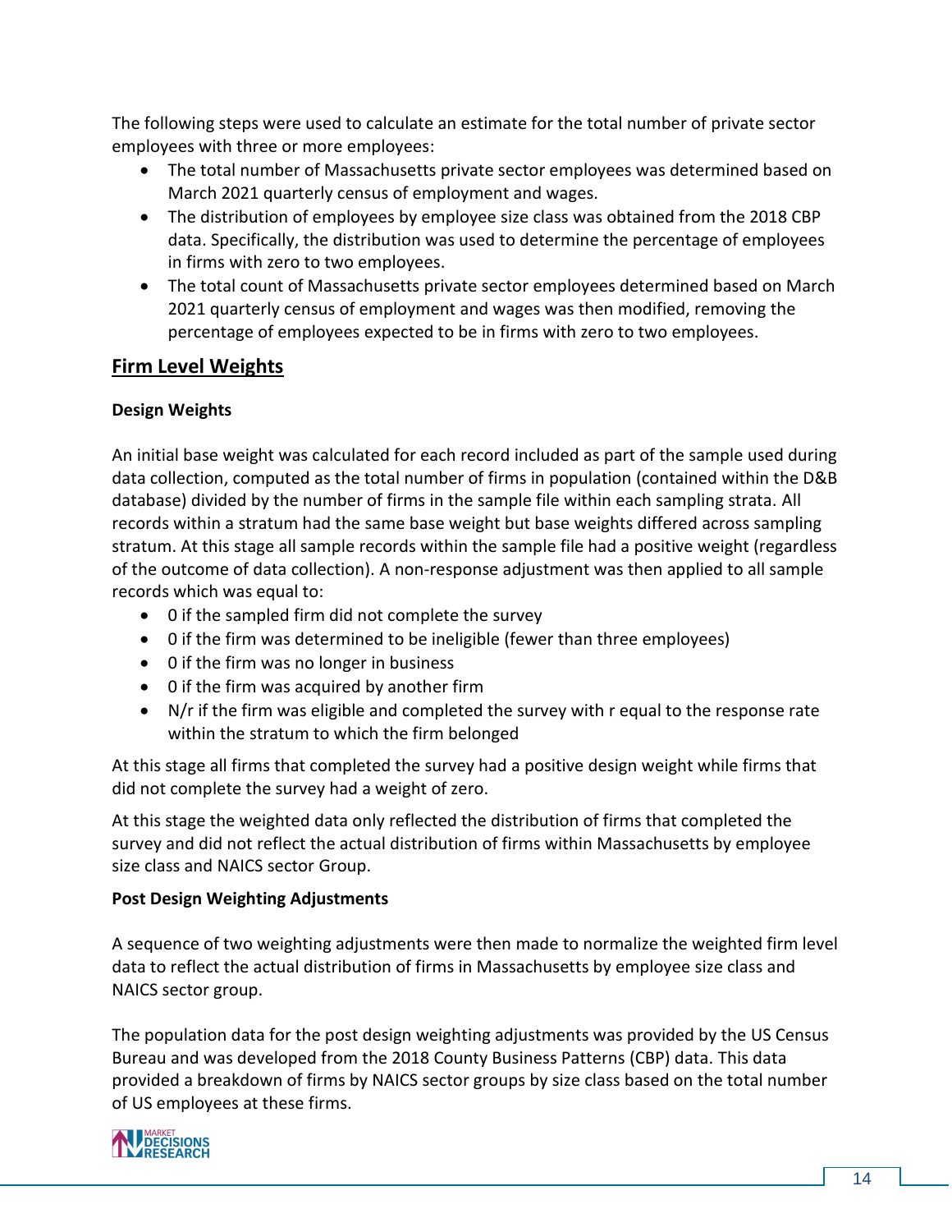The following steps were used to calculate an estimate for the total number of private sector employees with three or more employees:

- The total number of Massachusetts private sector employees was determined based on March 2021 quarterly census of employment and wages.
- The distribution of employees by employee size class was obtained from the 2018 CBP data. Specifically, the distribution was used to determine the percentage of employees in firms with zero to two employees.
- The total count of Massachusetts private sector employees determined based on March 2021 quarterly census of employment and wages was then modified, removing the percentage of employees expected to be in firms with zero to two employees.

## Firm Level Weights

### Design Weights

An initial base weight was calculated for each record included as part of the sample used during data collection, computed as the total number of firms in population (contained within the D&B database) divided by the number of firms in the sample file within each sampling strata. All records within a stratum had the same base weight but base weights differed across sampling stratum. At this stage all sample records within the sample file had a positive weight (regardless of the outcome of data collection). A non-response adjustment was then applied to all sample records which was equal to:

- 0 if the sampled firm did not complete the survey
- 0 if the firm was determined to be ineligible (fewer than three employees)
- 0 if the firm was no longer in business
- 0 if the firm was acquired by another firm
- N/r if the firm was eligible and completed the survey with r equal to the response rate within the stratum to which the firm belonged

At this stage all firms that completed the survey had a positive design weight while firms that did not complete the survey had a weight of zero.

At this stage the weighted data only reflected the distribution of firms that completed the survey and did not reflect the actual distribution of firms within Massachusetts by employee size class and NAICS sector Group.

### Post Design Weighting Adjustments

A sequence of two weighting adjustments were then made to normalize the weighted firm level data to reflect the actual distribution of firms in Massachusetts by employee size class and NAICS sector group.

The population data for the post design weighting adjustments was provided by the US Census Bureau and was developed from the 2018 County Business Patterns (CBP) data. This data provided a breakdown of firms by NAICS sector groups by size class based on the total number of US employees at these firms.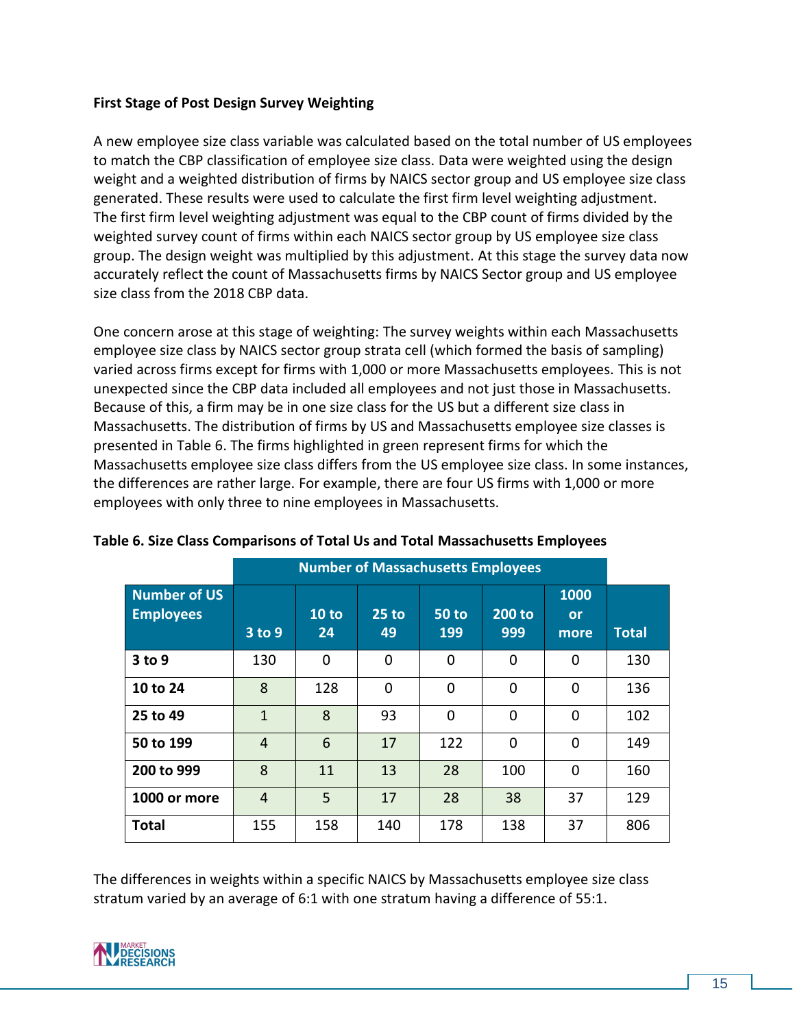**First Stage of Post Design Survey Weighting**

A new employee size class variable was calculated based on the total number of US employees to match the CBP classification of employee size class. Data were weighted using the design weight and a weighted distribution of firms by NAICS sector group and US employee size class generated. These results were used to calculate the first firm level weighting adjustment. The first firm level weighting adjustment was equal to the CBP count of firms divided by the weighted survey count of firms within each NAICS sector group by US employee size class group. The design weight was multiplied by this adjustment. At this stage the survey data now accurately reflect the count of Massachusetts firms by NAICS Sector group and US employee size class from the 2018 CBP data.

One concern arose at this stage of weighting: The survey weights within each Massachusetts employee size class by NAICS sector group strata cell (which formed the basis of sampling) varied across firms except for firms with 1,000 or more Massachusetts employees. This is not unexpected since the CBP data included all employees and not just those in Massachusetts. Because of this, a firm may be in one size class for the US but a different size class in Massachusetts. The distribution of firms by US and Massachusetts employee size classes is presented in Table 6. The firms highlighted in green represent firms for which the Massachusetts employee size class differs from the US employee size class. In some instances, the differences are rather large. For example, there are four US firms with 1,000 or more employees with only three to nine employees in Massachusetts.

**Table 6. Size Class Comparisons of Total Us and Total Massachusetts Employees**

| | Number of Massachusetts Employees | | | | | | |
|---|---|---|---|---|---|---|---|
| **Number of US Employees** | **3 to 9** | **10 to 24** | **25 to 49** | **50 to 199** | **200 to 999** | **1000 or more** | **Total** |
| **3 to 9** | 130 | 0 | 0 | 0 | 0 | 0 | 130 |
| **10 to 24** | 8 | 128 | 0 | 0 | 0 | 0 | 136 |
| **25 to 49** | 1 | 8 | 93 | 0 | 0 | 0 | 102 |
| **50 to 199** | 4 | 6 | 17 | 122 | 0 | 0 | 149 |
| **200 to 999** | 8 | 11 | 13 | 28 | 100 | 0 | 160 |
| **1000 or more** | 4 | 5 | 17 | 28 | 38 | 37 | 129 |
| **Total** | 155 | 158 | 140 | 178 | 138 | 37 | 806 |

The differences in weights within a specific NAICS by Massachusetts employee size class stratum varied by an average of 6:1 with one stratum having a difference of 55:1.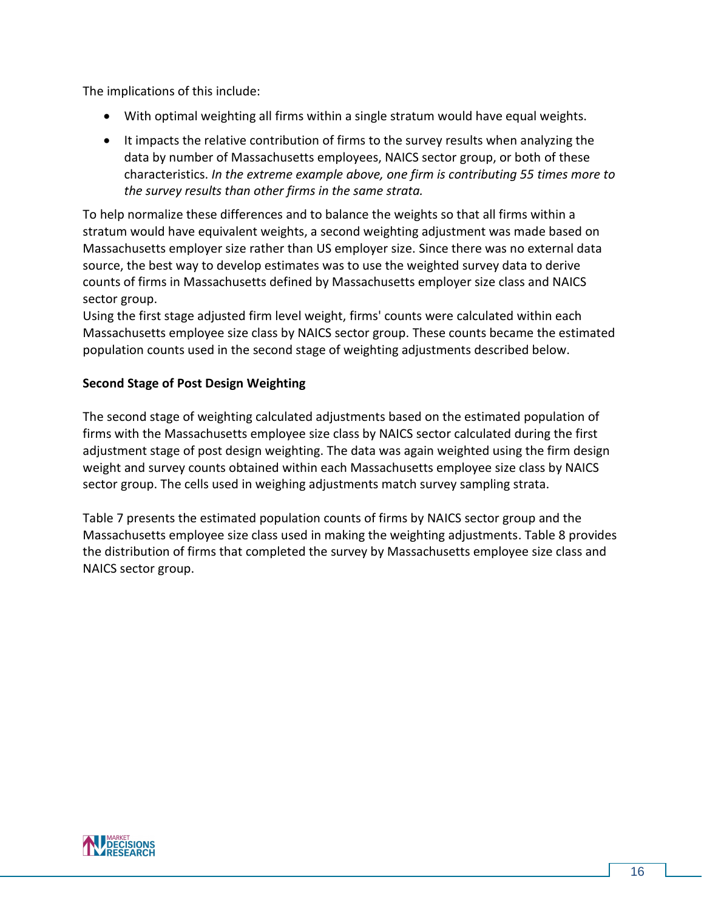The implications of this include:

- With optimal weighting all firms within a single stratum would have equal weights.
- It impacts the relative contribution of firms to the survey results when analyzing the data by number of Massachusetts employees, NAICS sector group, or both of these characteristics. *In the extreme example above, one firm is contributing 55 times more to the survey results than other firms in the same strata.*

To help normalize these differences and to balance the weights so that all firms within a stratum would have equivalent weights, a second weighting adjustment was made based on Massachusetts employer size rather than US employer size. Since there was no external data source, the best way to develop estimates was to use the weighted survey data to derive counts of firms in Massachusetts defined by Massachusetts employer size class and NAICS sector group.

Using the first stage adjusted firm level weight, firms' counts were calculated within each Massachusetts employee size class by NAICS sector group. These counts became the estimated population counts used in the second stage of weighting adjustments described below.

**Second Stage of Post Design Weighting**

The second stage of weighting calculated adjustments based on the estimated population of firms with the Massachusetts employee size class by NAICS sector calculated during the first adjustment stage of post design weighting. The data was again weighted using the firm design weight and survey counts obtained within each Massachusetts employee size class by NAICS sector group. The cells used in weighing adjustments match survey sampling strata.

Table 7 presents the estimated population counts of firms by NAICS sector group and the Massachusetts employee size class used in making the weighting adjustments. Table 8 provides the distribution of firms that completed the survey by Massachusetts employee size class and NAICS sector group.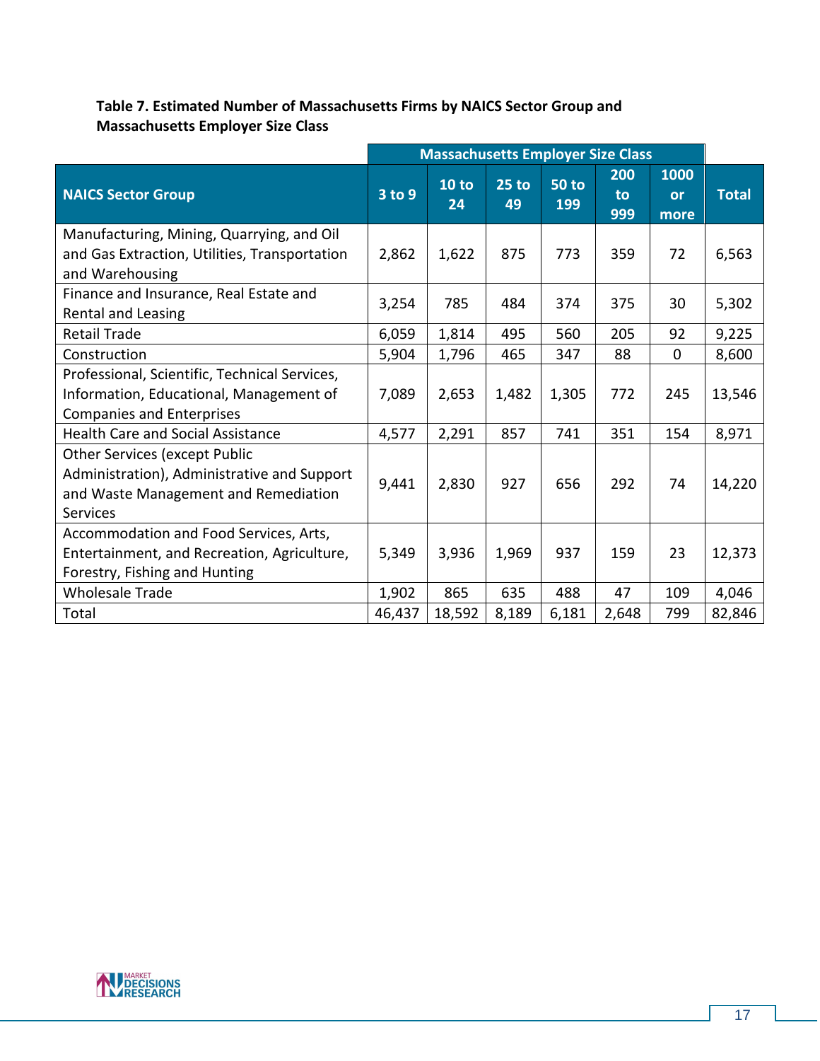**Table 7. Estimated Number of Massachusetts Firms by NAICS Sector Group and Massachusetts Employer Size Class**

| | Massachusetts Employer Size Class | | | | | | |
|---|---|---|---|---|---|---|---|
| NAICS Sector Group | 3 to 9 | 10 to 24 | 25 to 49 | 50 to 199 | 200 to 999 | 1000 or more | Total |
| Manufacturing, Mining, Quarrying, and Oil and Gas Extraction, Utilities, Transportation and Warehousing | 2,862 | 1,622 | 875 | 773 | 359 | 72 | 6,563 |
| Finance and Insurance, Real Estate and Rental and Leasing | 3,254 | 785 | 484 | 374 | 375 | 30 | 5,302 |
| Retail Trade | 6,059 | 1,814 | 495 | 560 | 205 | 92 | 9,225 |
| Construction | 5,904 | 1,796 | 465 | 347 | 88 | 0 | 8,600 |
| Professional, Scientific, Technical Services, Information, Educational, Management of Companies and Enterprises | 7,089 | 2,653 | 1,482 | 1,305 | 772 | 245 | 13,546 |
| Health Care and Social Assistance | 4,577 | 2,291 | 857 | 741 | 351 | 154 | 8,971 |
| Other Services (except Public Administration), Administrative and Support and Waste Management and Remediation Services | 9,441 | 2,830 | 927 | 656 | 292 | 74 | 14,220 |
| Accommodation and Food Services, Arts, Entertainment, and Recreation, Agriculture, Forestry, Fishing and Hunting | 5,349 | 3,936 | 1,969 | 937 | 159 | 23 | 12,373 |
| Wholesale Trade | 1,902 | 865 | 635 | 488 | 47 | 109 | 4,046 |
| Total | 46,437 | 18,592 | 8,189 | 6,181 | 2,648 | 799 | 82,846 |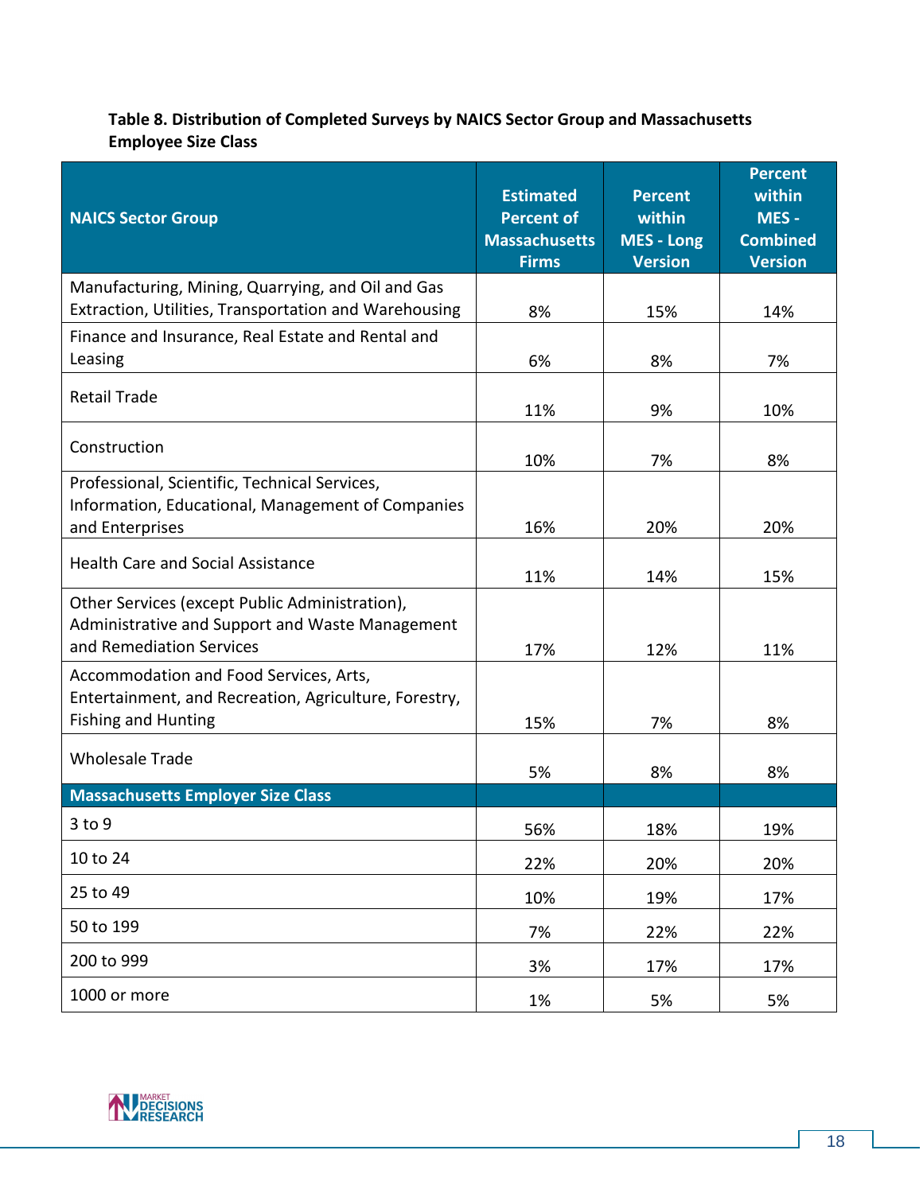**Table 8. Distribution of Completed Surveys by NAICS Sector Group and Massachusetts Employee Size Class**

| NAICS Sector Group | Estimated Percent of Massachusetts Firms | Percent within MES - Long Version | Percent within MES - Combined Version |
|---|---|---|---|
| Manufacturing, Mining, Quarrying, and Oil and Gas Extraction, Utilities, Transportation and Warehousing | 8% | 15% | 14% |
| Finance and Insurance, Real Estate and Rental and Leasing | 6% | 8% | 7% |
| Retail Trade | 11% | 9% | 10% |
| Construction | 10% | 7% | 8% |
| Professional, Scientific, Technical Services, Information, Educational, Management of Companies and Enterprises | 16% | 20% | 20% |
| Health Care and Social Assistance | 11% | 14% | 15% |
| Other Services (except Public Administration), Administrative and Support and Waste Management and Remediation Services | 17% | 12% | 11% |
| Accommodation and Food Services, Arts, Entertainment, and Recreation, Agriculture, Forestry, Fishing and Hunting | 15% | 7% | 8% |
| Wholesale Trade | 5% | 8% | 8% |
| **Massachusetts Employer Size Class** | | | |
| 3 to 9 | 56% | 18% | 19% |
| 10 to 24 | 22% | 20% | 20% |
| 25 to 49 | 10% | 19% | 17% |
| 50 to 199 | 7% | 22% | 22% |
| 200 to 999 | 3% | 17% | 17% |
| 1000 or more | 1% | 5% | 5% |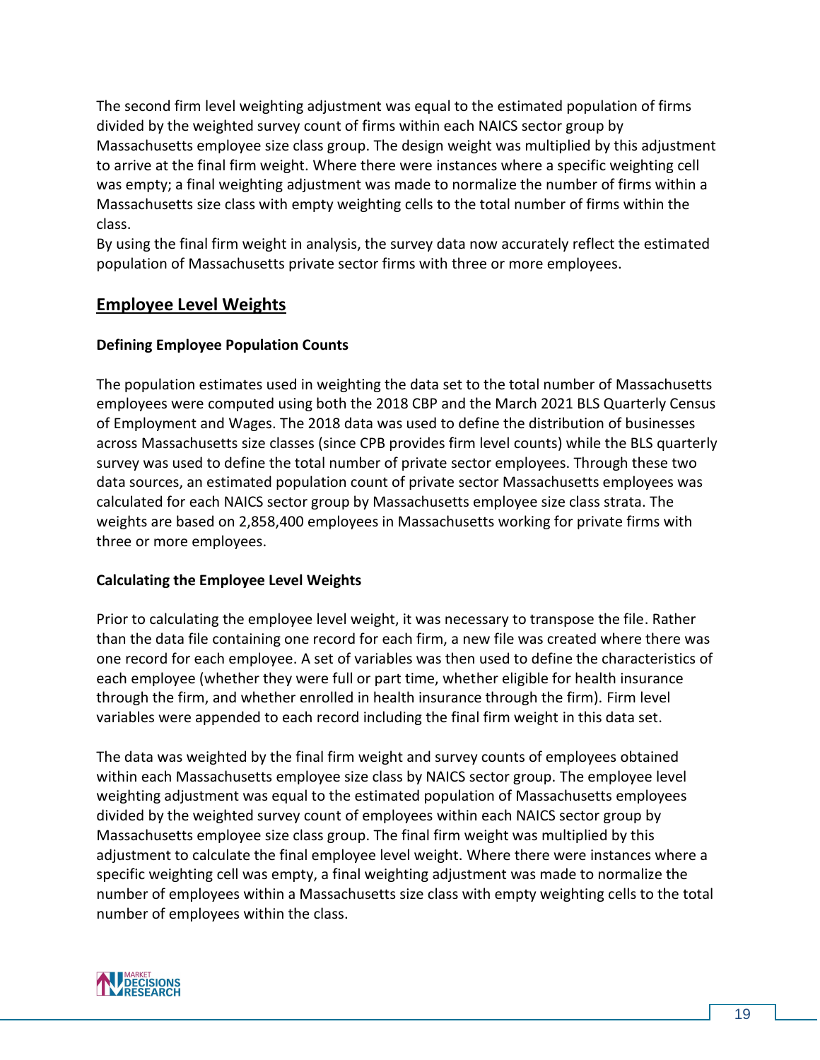The second firm level weighting adjustment was equal to the estimated population of firms divided by the weighted survey count of firms within each NAICS sector group by Massachusetts employee size class group. The design weight was multiplied by this adjustment to arrive at the final firm weight. Where there were instances where a specific weighting cell was empty; a final weighting adjustment was made to normalize the number of firms within a Massachusetts size class with empty weighting cells to the total number of firms within the class.

By using the final firm weight in analysis, the survey data now accurately reflect the estimated population of Massachusetts private sector firms with three or more employees.

## Employee Level Weights

### Defining Employee Population Counts

The population estimates used in weighting the data set to the total number of Massachusetts employees were computed using both the 2018 CBP and the March 2021 BLS Quarterly Census of Employment and Wages. The 2018 data was used to define the distribution of businesses across Massachusetts size classes (since CPB provides firm level counts) while the BLS quarterly survey was used to define the total number of private sector employees. Through these two data sources, an estimated population count of private sector Massachusetts employees was calculated for each NAICS sector group by Massachusetts employee size class strata. The weights are based on 2,858,400 employees in Massachusetts working for private firms with three or more employees.

### Calculating the Employee Level Weights

Prior to calculating the employee level weight, it was necessary to transpose the file. Rather than the data file containing one record for each firm, a new file was created where there was one record for each employee. A set of variables was then used to define the characteristics of each employee (whether they were full or part time, whether eligible for health insurance through the firm, and whether enrolled in health insurance through the firm). Firm level variables were appended to each record including the final firm weight in this data set.

The data was weighted by the final firm weight and survey counts of employees obtained within each Massachusetts employee size class by NAICS sector group. The employee level weighting adjustment was equal to the estimated population of Massachusetts employees divided by the weighted survey count of employees within each NAICS sector group by Massachusetts employee size class group. The final firm weight was multiplied by this adjustment to calculate the final employee level weight. Where there were instances where a specific weighting cell was empty, a final weighting adjustment was made to normalize the number of employees within a Massachusetts size class with empty weighting cells to the total number of employees within the class.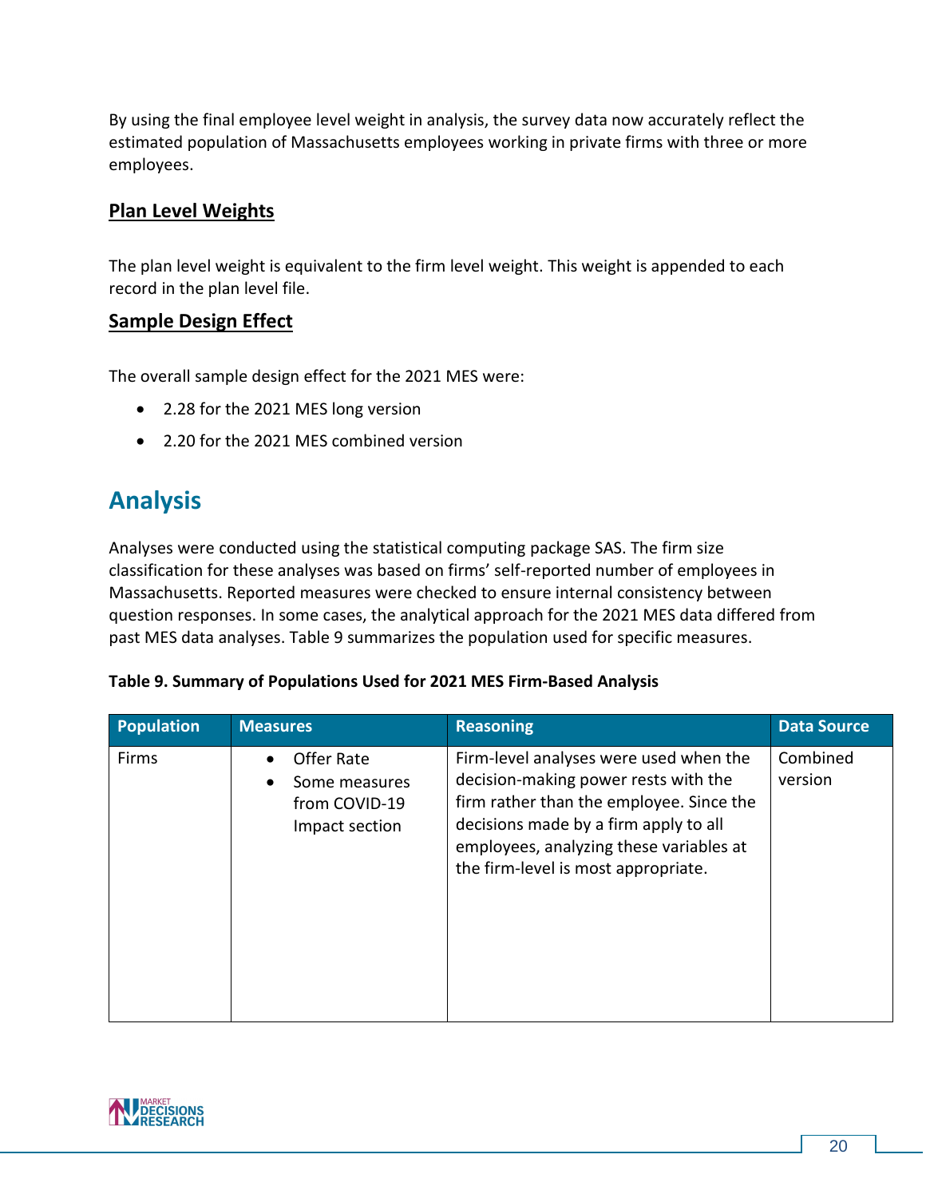By using the final employee level weight in analysis, the survey data now accurately reflect the estimated population of Massachusetts employees working in private firms with three or more employees.

## Plan Level Weights

The plan level weight is equivalent to the firm level weight. This weight is appended to each record in the plan level file.

## Sample Design Effect

The overall sample design effect for the 2021 MES were:

- 2.28 for the 2021 MES long version
- 2.20 for the 2021 MES combined version

# Analysis

Analyses were conducted using the statistical computing package SAS. The firm size classification for these analyses was based on firms' self-reported number of employees in Massachusetts. Reported measures were checked to ensure internal consistency between question responses. In some cases, the analytical approach for the 2021 MES data differed from past MES data analyses. Table 9 summarizes the population used for specific measures.

**Table 9. Summary of Populations Used for 2021 MES Firm-Based Analysis**

| Population | Measures | Reasoning | Data Source |
|---|---|---|---|
| Firms | • Offer Rate<br>• Some measures from COVID-19 Impact section | Firm-level analyses were used when the decision-making power rests with the firm rather than the employee. Since the decisions made by a firm apply to all employees, analyzing these variables at the firm-level is most appropriate. | Combined version |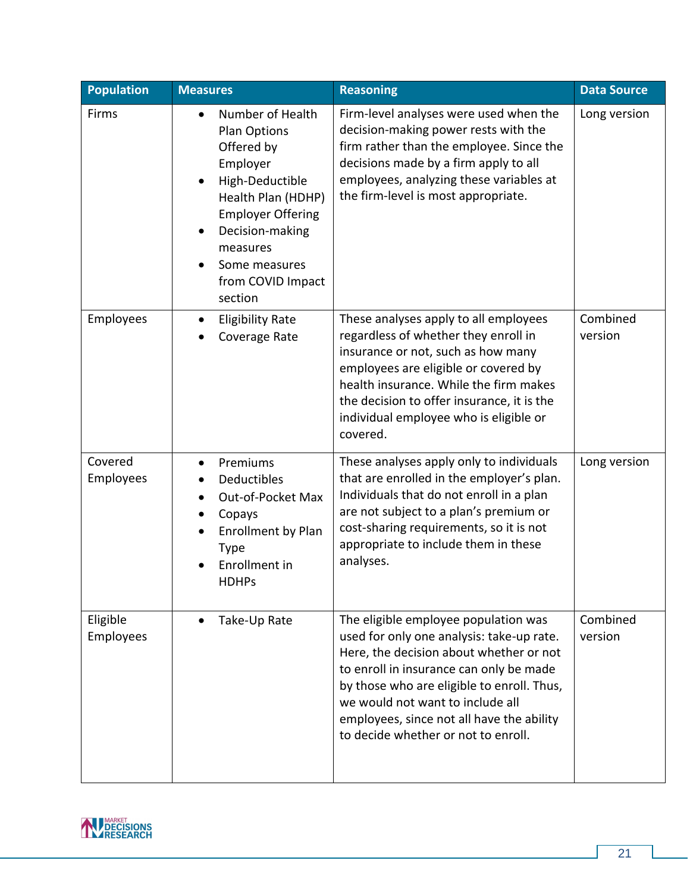| Population | Measures | Reasoning | Data Source |
|---|---|---|---|
| Firms | • Number of Health Plan Options Offered by Employer<br>• High-Deductible Health Plan (HDHP) Employer Offering<br>• Decision-making measures<br>• Some measures from COVID Impact section | Firm-level analyses were used when the decision-making power rests with the firm rather than the employee. Since the decisions made by a firm apply to all employees, analyzing these variables at the firm-level is most appropriate. | Long version |
| Employees | • Eligibility Rate<br>• Coverage Rate | These analyses apply to all employees regardless of whether they enroll in insurance or not, such as how many employees are eligible or covered by health insurance. While the firm makes the decision to offer insurance, it is the individual employee who is eligible or covered. | Combined version |
| Covered Employees | • Premiums<br>• Deductibles<br>• Out-of-Pocket Max<br>• Copays<br>• Enrollment by Plan Type<br>• Enrollment in HDHPs | These analyses apply only to individuals that are enrolled in the employer's plan. Individuals that do not enroll in a plan are not subject to a plan's premium or cost-sharing requirements, so it is not appropriate to include them in these analyses. | Long version |
| Eligible Employees | • Take-Up Rate | The eligible employee population was used for only one analysis: take-up rate. Here, the decision about whether or not to enroll in insurance can only be made by those who are eligible to enroll. Thus, we would not want to include all employees, since not all have the ability to decide whether or not to enroll. | Combined version |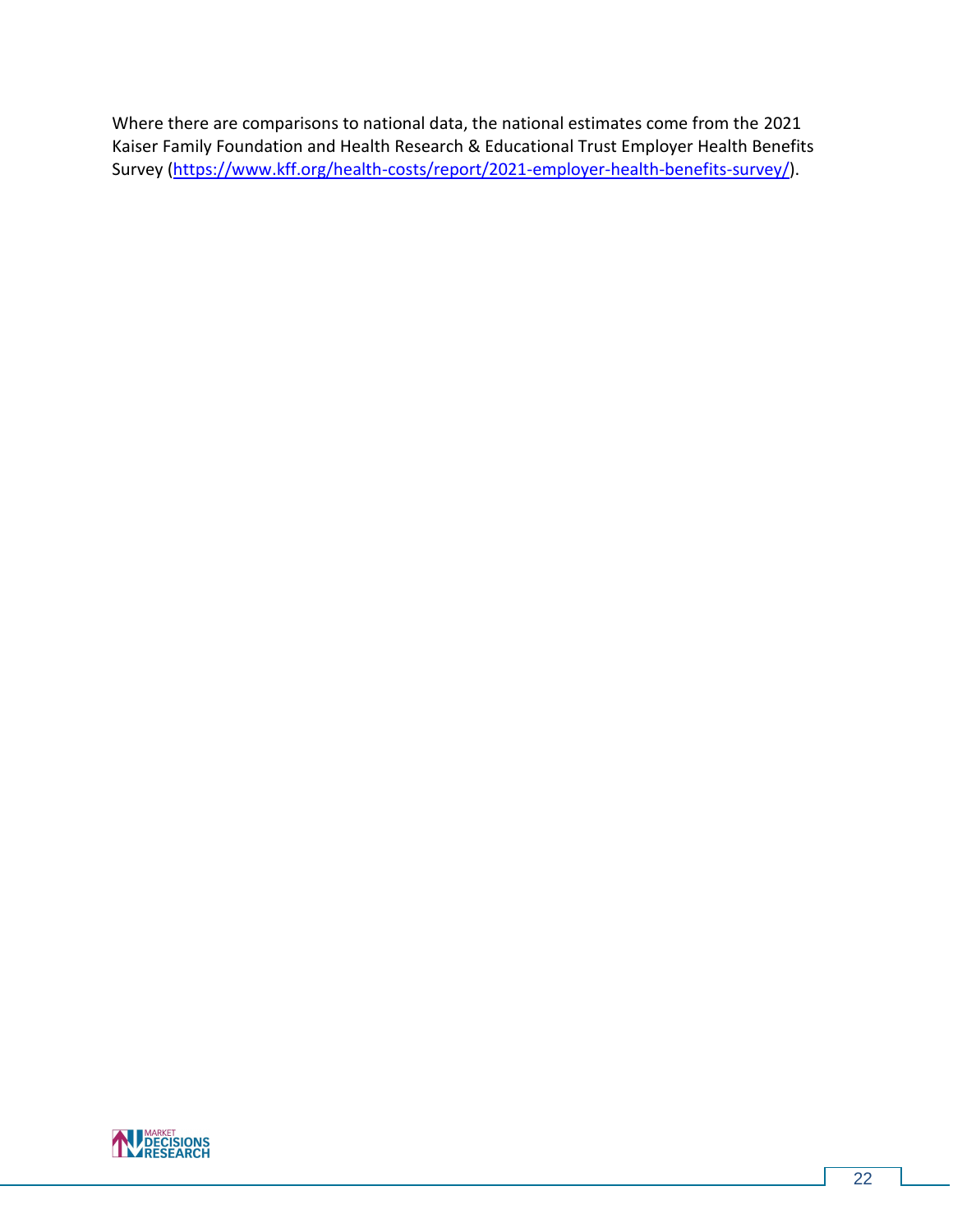Where there are comparisons to national data, the national estimates come from the 2021 Kaiser Family Foundation and Health Research & Educational Trust Employer Health Benefits Survey (https://www.kff.org/health-costs/report/2021-employer-health-benefits-survey/).